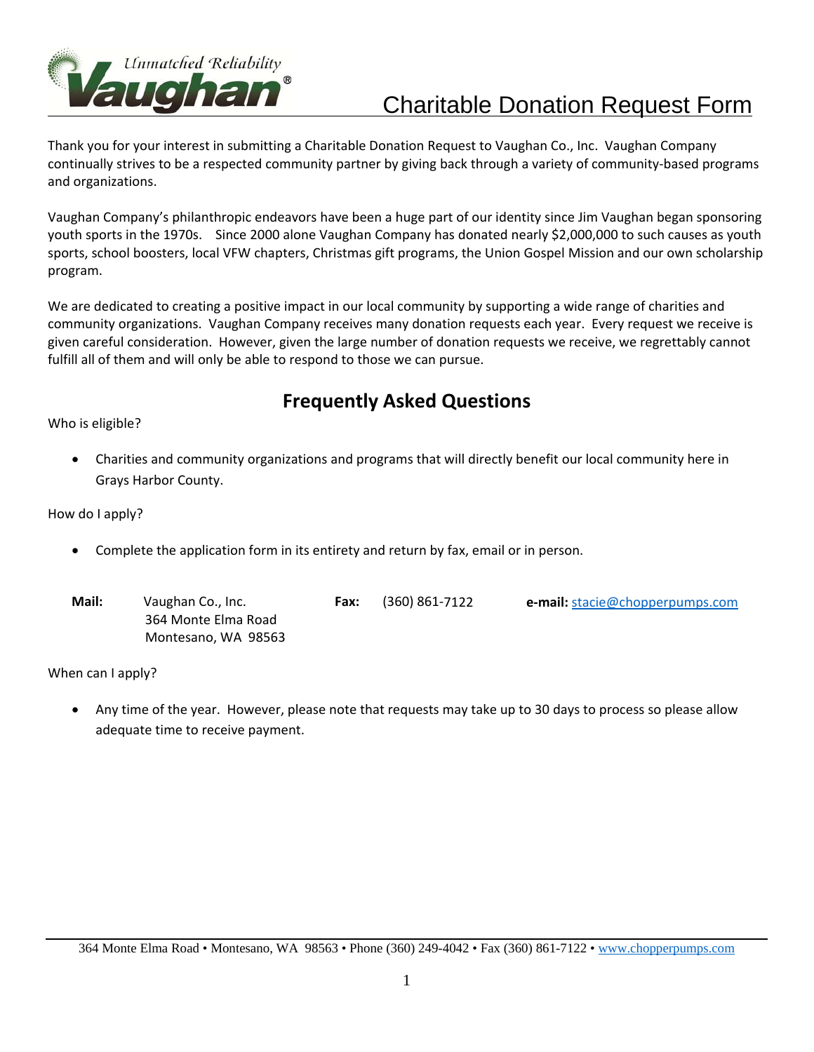# Charitable Donation Request Form

Thank you for your interest in submitting a Charitable Donation Request to Vaughan Co., Inc. Vaughan Company continually strives to be a respected community partner by giving back through a variety of community-based programs and organizations.

Vaughan Company's philanthropic endeavors have been a huge part of our identity since Jim Vaughan began sponsoring youth sports in the 1970s. Since 2000 alone Vaughan Company has donated nearly $2,000,000 to such causes as youth sports, school boosters, local VFW chapters, Christmas gift programs, the Union Gospel Mission and our own scholarship program.

We are dedicated to creating a positive impact in our local community by supporting a wide range of charities and community organizations. Vaughan Company receives many donation requests each year. Every request we receive is given careful consideration. However, given the large number of donation requests we receive, we regrettably cannot fulfill all of them and will only be able to respond to those we can pursue.

## Frequently Asked Questions

Who is eligible?

- Charities and community organizations and programs that will directly benefit our local community here in Grays Harbor County.

How do I apply?

- Complete the application form in its entirety and return by fax, email or in person.

**Mail:** Vaughan Co., Inc.
364 Monte Elma Road
Montesano, WA 98563

**Fax:** (360) 861-7122

**e-mail:** stacie@chopperpumps.com

When can I apply?

- Any time of the year. However, please note that requests may take up to 30 days to process so please allow adequate time to receive payment.

364 Monte Elma Road • Montesano, WA 98563 • Phone (360) 249-4042 • Fax (360) 861-7122 • www.chopperpumps.com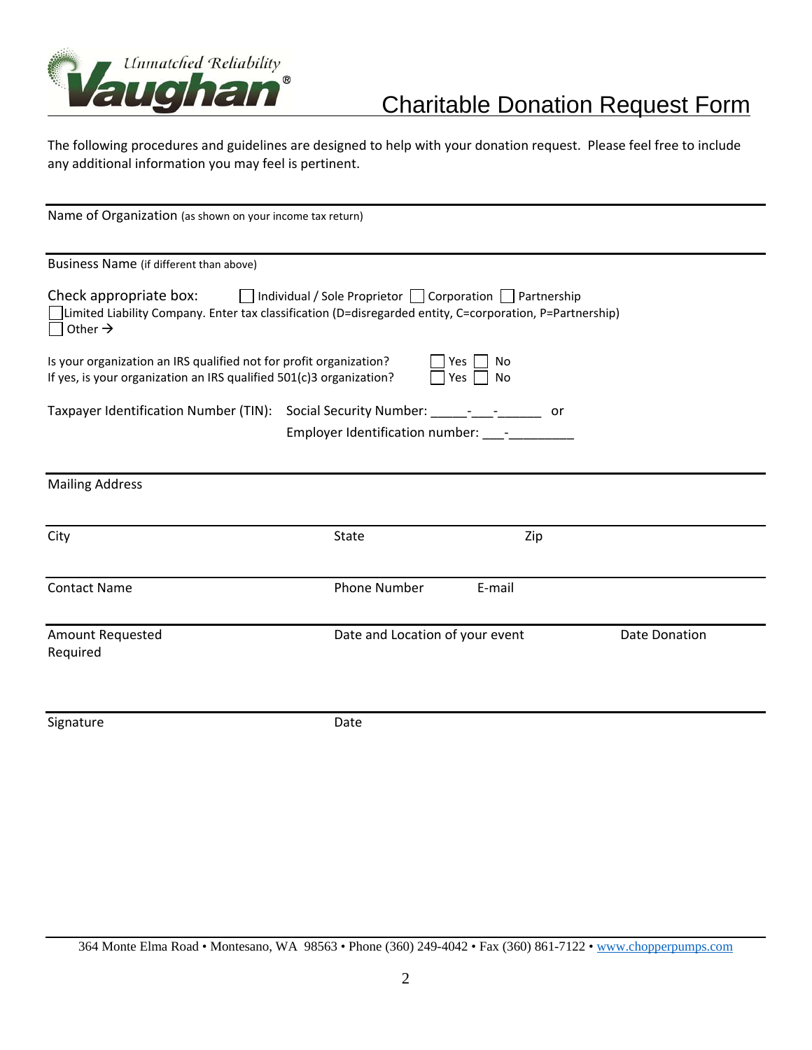Vaughan® *Unmatched Reliability*

# Charitable Donation Request Form

The following procedures and guidelines are designed to help with your donation request. Please feel free to include any additional information you may feel is pertinent.

---

Name of Organization (as shown on your income tax return)

---

Business Name (if different than above)

Check appropriate box: ☐ Individual / Sole Proprietor ☐ Corporation ☐ Partnership
☐ Limited Liability Company. Enter tax classification (D=disregarded entity, C=corporation, P=Partnership)
☐ Other →

Is your organization an IRS qualified not for profit organization? ☐ Yes ☐ No
If yes, is your organization an IRS qualified 501(c)3 organization? ☐ Yes ☐ No

Taxpayer Identification Number (TIN): Social Security Number: _____-___-______ or
Employer Identification number: ___-_________

---

Mailing Address

---

| City | State | Zip |
|---|---|---|

---

| Contact Name | Phone Number | E-mail |
|---|---|---|

---

| Amount Requested | Date and Location of your event | Date Donation Required |
|---|---|---|

---

| Signature | Date |
|---|---|

---

364 Monte Elma Road • Montesano, WA 98563 • Phone (360) 249-4042 • Fax (360) 861-7122 • www.chopperpumps.com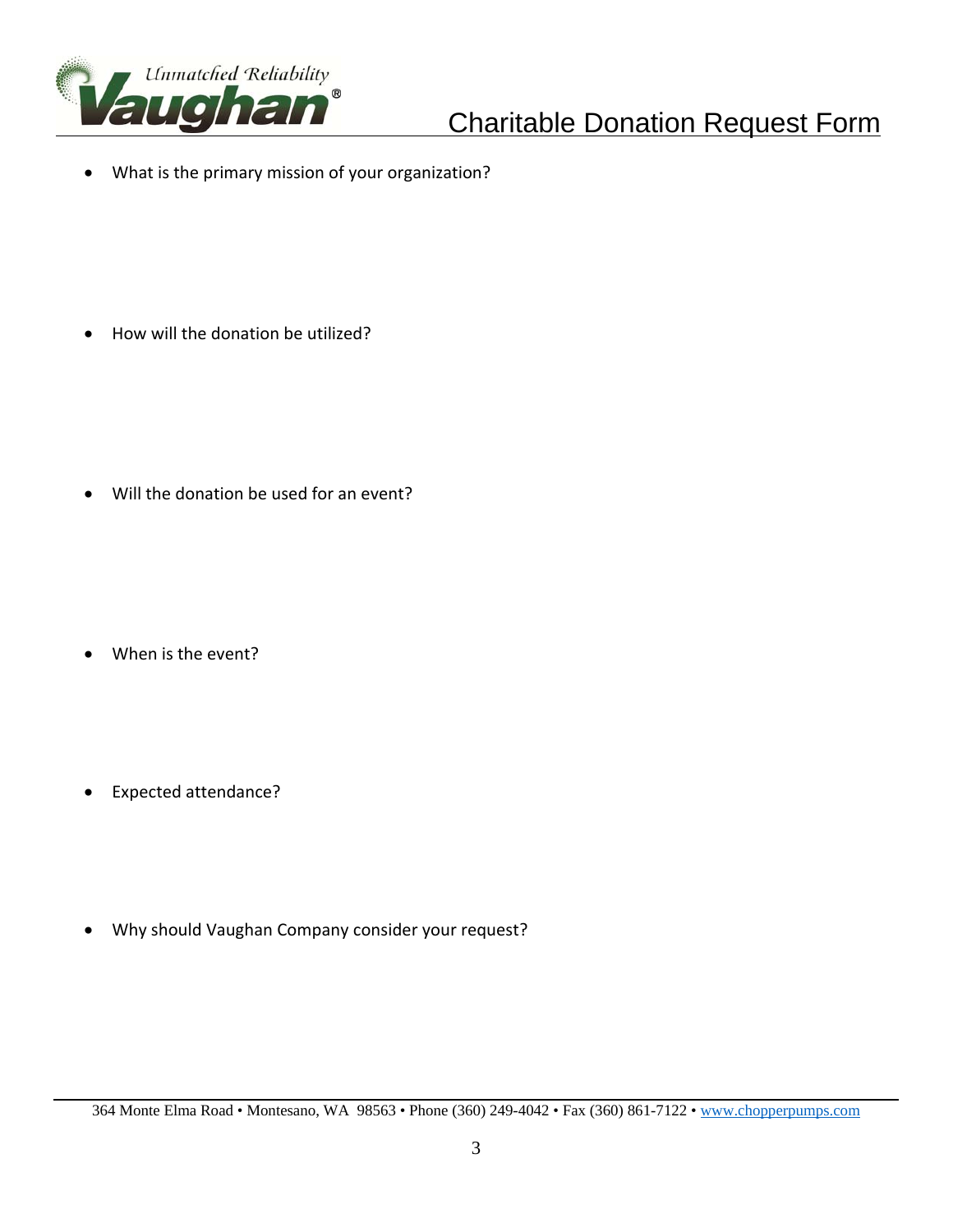# Charitable Donation Request Form

- What is the primary mission of your organization?

- How will the donation be utilized?

- Will the donation be used for an event?

- When is the event?

- Expected attendance?

- Why should Vaughan Company consider your request?

364 Monte Elma Road • Montesano, WA 98563 • Phone (360) 249-4042 • Fax (360) 861-7122 • www.chopperpumps.com